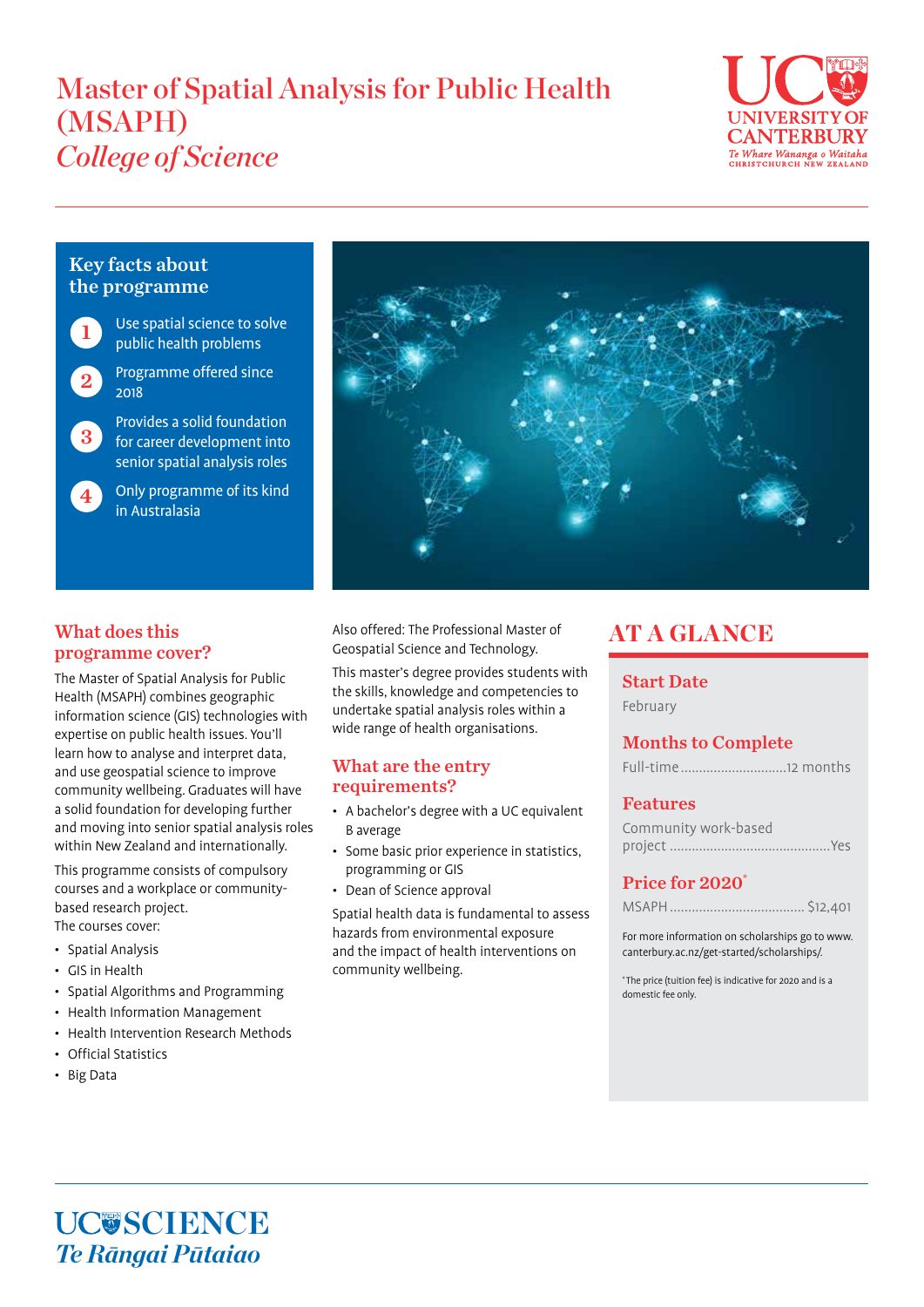# Master of Spatial Analysis for Public Health (MSAPH)

## *College of Science*

UNIVERSITY OF CANTERBURY
*Te Whare Wānanga o Waitaha*
CHRISTCHURCH NEW ZEALAND

### Key facts about the programme

1. Use spatial science to solve public health problems
2. Programme offered since 2018
3. Provides a solid foundation for career development into senior spatial analysis roles
4. Only programme of its kind in Australasia

### What does this programme cover?

The Master of Spatial Analysis for Public Health (MSAPH) combines geographic information science (GIS) technologies with expertise on public health issues. You'll learn how to analyse and interpret data, and use geospatial science to improve community wellbeing. Graduates will have a solid foundation for developing further and moving into senior spatial analysis roles within New Zealand and internationally.

This programme consists of compulsory courses and a workplace or community-based research project.
The courses cover:

- Spatial Analysis
- GIS in Health
- Spatial Algorithms and Programming
- Health Information Management
- Health Intervention Research Methods
- Official Statistics
- Big Data

Also offered: The Professional Master of Geospatial Science and Technology.

This master's degree provides students with the skills, knowledge and competencies to undertake spatial analysis roles within a wide range of health organisations.

### What are the entry requirements?

- A bachelor's degree with a UC equivalent B average
- Some basic prior experience in statistics, programming or GIS
- Dean of Science approval

Spatial health data is fundamental to assess hazards from environmental exposure and the impact of health interventions on community wellbeing.

## AT A GLANCE

### Start Date

February

### Months to Complete

Full-time ............................12 months

### Features

Community work-based project ...........................................Yes

### Price for 2020*

MSAPH .................................... $12,401

For more information on scholarships go to www.canterbury.ac.nz/get-started/scholarships/.

*The price (tuition fee) is indicative for 2020 and is a domestic fee only.

UC SCIENCE
*Te Rāngai Pūtaiao*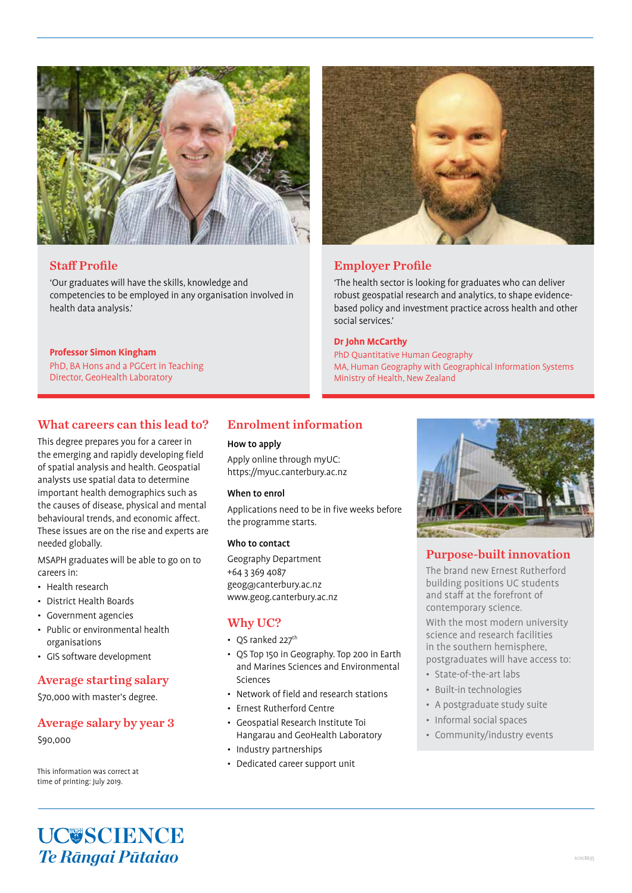## Staff Profile

'Our graduates will have the skills, knowledge and competencies to be employed in any organisation involved in health data analysis.'

**Professor Simon Kingham**
PhD, BA Hons and a PGCert in Teaching
Director, GeoHealth Laboratory

## Employer Profile

'The health sector is looking for graduates who can deliver robust geospatial research and analytics, to shape evidence-based policy and investment practice across health and other social services.'

**Dr John McCarthy**
PhD Quantitative Human Geography
MA, Human Geography with Geographical Information Systems
Ministry of Health, New Zealand

## What careers can this lead to?

This degree prepares you for a career in the emerging and rapidly developing field of spatial analysis and health. Geospatial analysts use spatial data to determine important health demographics such as the causes of disease, physical and mental behavioural trends, and economic affect. These issues are on the rise and experts are needed globally.

MSAPH graduates will be able to go on to careers in:

- Health research
- District Health Boards
- Government agencies
- Public or environmental health organisations
- GIS software development

## Average starting salary

$70,000 with master's degree.

## Average salary by year 3

$90,000

This information was correct at time of printing: July 2019.

## Enrolment information

**How to apply**

Apply online through myUC: https://myuc.canterbury.ac.nz

**When to enrol**

Applications need to be in five weeks before the programme starts.

**Who to contact**

Geography Department
+64 3 369 4087
geog@canterbury.ac.nz
www.geog.canterbury.ac.nz

## Why UC?

- QS ranked 227th
- QS Top 150 in Geography. Top 200 in Earth and Marines Sciences and Environmental Sciences
- Network of field and research stations
- Ernest Rutherford Centre
- Geospatial Research Institute Toi Hangarau and GeoHealth Laboratory
- Industry partnerships
- Dedicated career support unit

## Purpose-built innovation

The brand new Ernest Rutherford building positions UC students and staff at the forefront of contemporary science.

With the most modern university science and research facilities in the southern hemisphere, postgraduates will have access to:

- State-of-the-art labs
- Built-in technologies
- A postgraduate study suite
- Informal social spaces
- Community/industry events

UC SCIENCE
*Te Rāngai Pūtaiao*